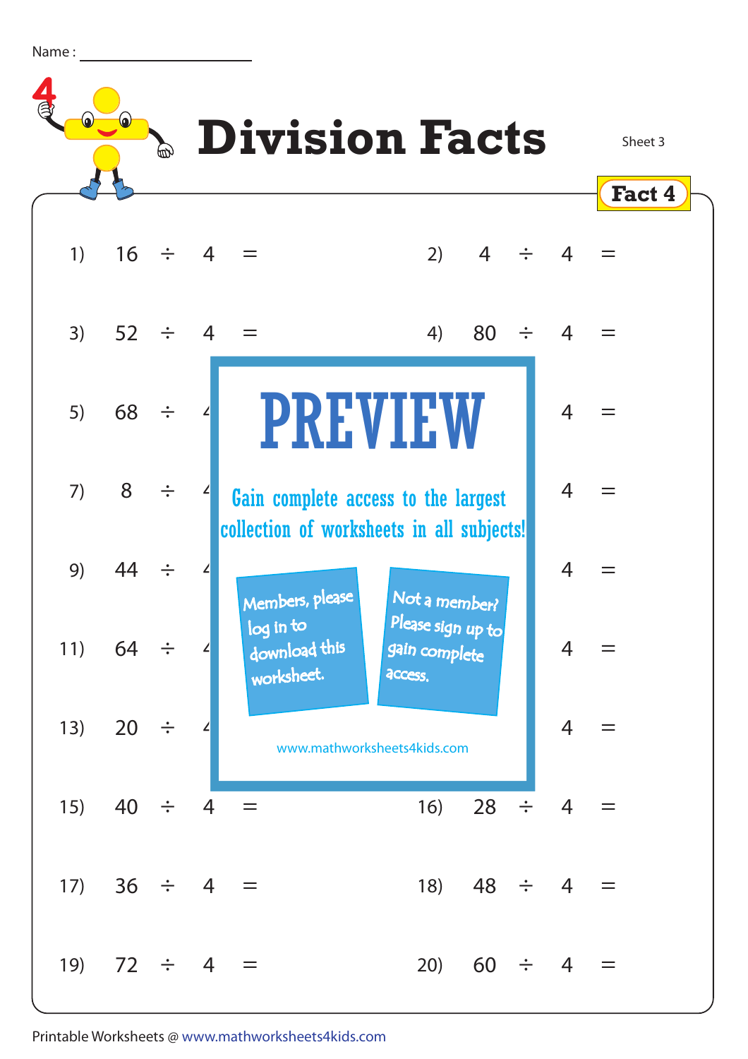Name : ____________________

# Division Facts

Sheet 3

**Fact 4**

1) $16 \div 4 =$

2) $4 \div 4 =$

3) $52 \div 4 =$

4) $80 \div 4 =$

5) $68 \div 4 =$

6) $\div 4 =$

7) $8 \div 4 =$

8) $\div 4 =$

9) $44 \div 4 =$

10) $\div 4 =$

11) $64 \div 4 =$

12) $\div 4 =$

13) $20 \div 4 =$

14) $\div 4 =$

15) $40 \div 4 =$

16) $28 \div 4 =$

17) $36 \div 4 =$

18) $48 \div 4 =$

19) $72 \div 4 =$

20) $60 \div 4 =$

**PREVIEW**

Gain complete access to the largest collection of worksheets in all subjects!

Members, please log in to download this worksheet.

Not a member? Please sign up to gain complete access.

www.mathworksheets4kids.com

Printable Worksheets @ www.mathworksheets4kids.com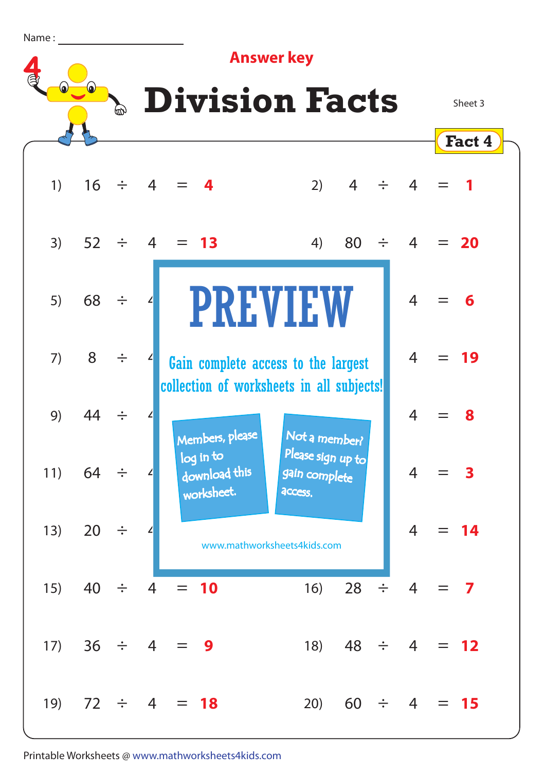Name : ____________________

**Answer key**

# Division Facts

Sheet 3

**Fact 4**

1) 16 ÷ 4 = **4**

2) 4 ÷ 4 = **1**

3) 52 ÷ 4 = **13**

4) 80 ÷ 4 = **20**

5) 68 ÷ 4

6) 4 = **6**

7) 8 ÷ 4

8) 4 = **19**

9) 44 ÷ 4

10) 4 = **8**

11) 64 ÷ 4

12) 4 = **3**

13) 20 ÷ 4

14) 4 = **14**

15) 40 ÷ 4 = **10**

16) 28 ÷ 4 = **7**

17) 36 ÷ 4 = **9**

18) 48 ÷ 4 = **12**

19) 72 ÷ 4 = **18**

20) 60 ÷ 4 = **15**

PREVIEW

Gain complete access to the largest collection of worksheets in all subjects!

Members, please log in to download this worksheet.

Not a member? Please sign up to gain complete access.

www.mathworksheets4kids.com

Printable Worksheets @ www.mathworksheets4kids.com